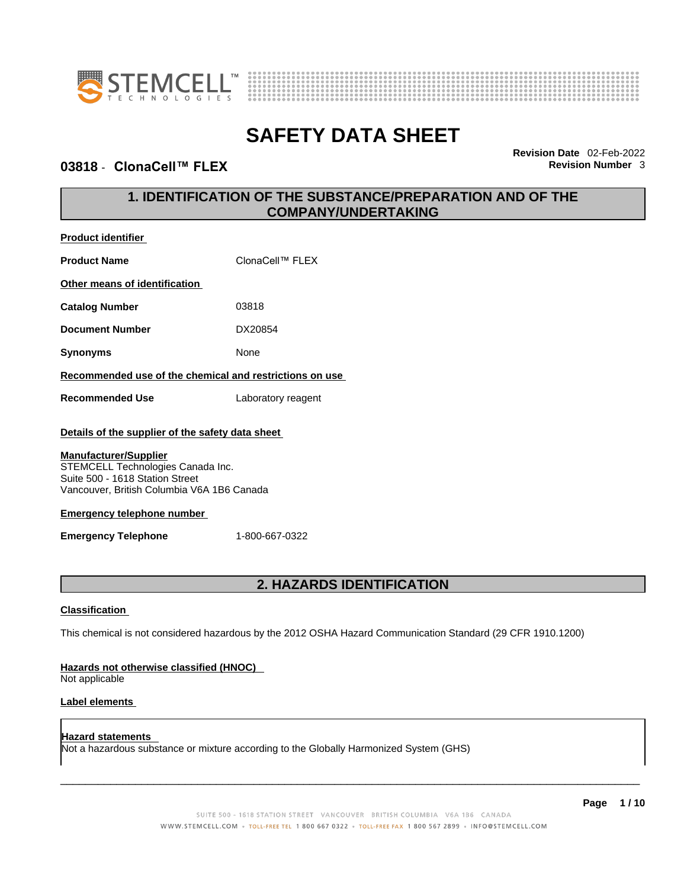# SAFETY DATA SHEET

**03818 - ClonaCell™ FLEX**

**Revision Date** 02-Feb-2022
**Revision Number** 3

## 1. IDENTIFICATION OF THE SUBSTANCE/PREPARATION AND OF THE COMPANY/UNDERTAKING

**Product identifier**

| | |
|---|---|
| **Product Name** | ClonaCell™ FLEX |

**Other means of identification**

| | |
|---|---|
| **Catalog Number** | 03818 |
| **Document Number** | DX20854 |
| **Synonyms** | None |

**Recommended use of the chemical and restrictions on use**

| | |
|---|---|
| **Recommended Use** | Laboratory reagent |

**Details of the supplier of the safety data sheet**

**Manufacturer/Supplier**
STEMCELL Technologies Canada Inc.
Suite 500 - 1618 Station Street
Vancouver, British Columbia V6A 1B6 Canada

**Emergency telephone number**

| | |
|---|---|
| **Emergency Telephone** | 1-800-667-0322 |

## 2. HAZARDS IDENTIFICATION

**Classification**

This chemical is not considered hazardous by the 2012 OSHA Hazard Communication Standard (29 CFR 1910.1200)

**Hazards not otherwise classified (HNOC)**
Not applicable

**Label elements**

**Hazard statements**
Not a hazardous substance or mixture according to the Globally Harmonized System (GHS)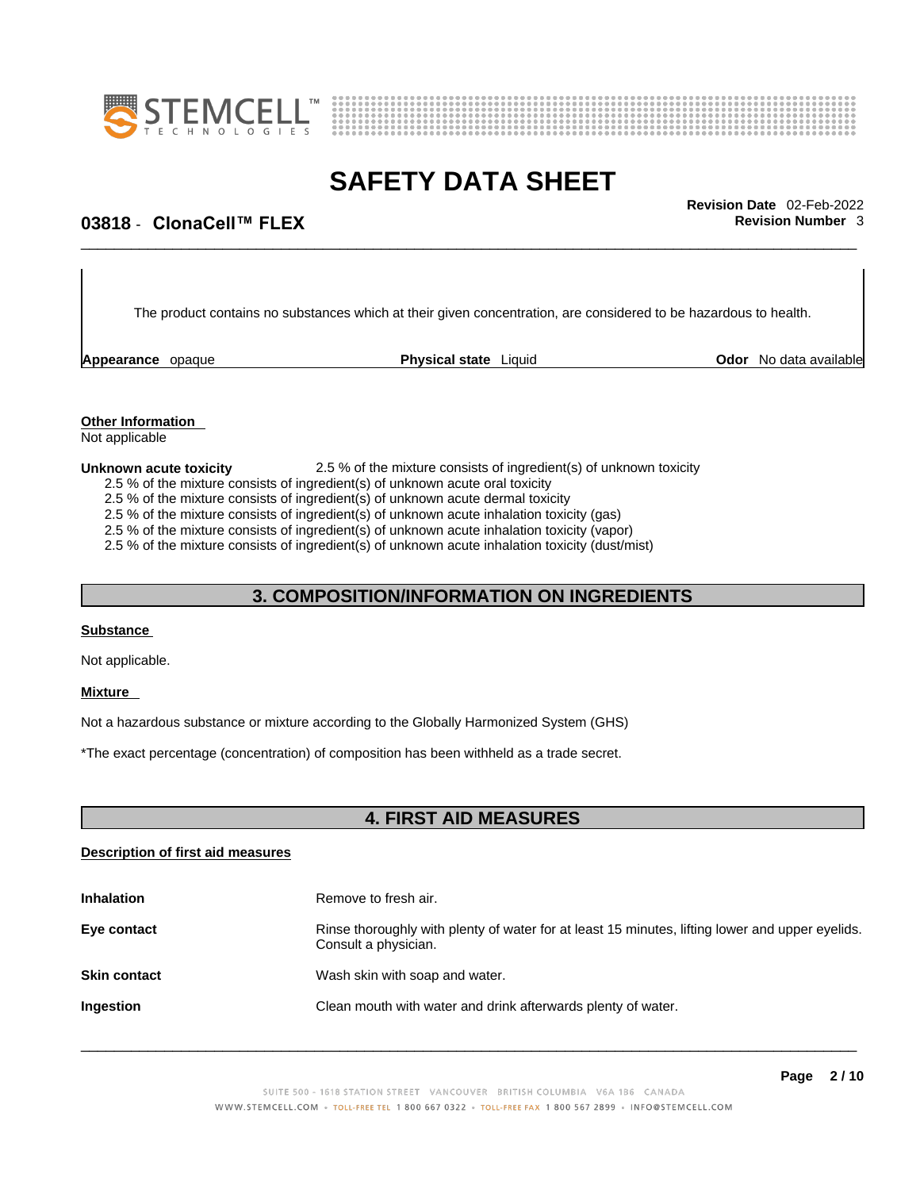The product contains no substances which at their given concentration, are considered to be hazardous to health.

**Appearance** opaque **Physical state** Liquid **Odor** No data available

**Other Information**
Not applicable

**Unknown acute toxicity** 2.5 % of the mixture consists of ingredient(s) of unknown toxicity
2.5 % of the mixture consists of ingredient(s) of unknown acute oral toxicity
2.5 % of the mixture consists of ingredient(s) of unknown acute dermal toxicity
2.5 % of the mixture consists of ingredient(s) of unknown acute inhalation toxicity (gas)
2.5 % of the mixture consists of ingredient(s) of unknown acute inhalation toxicity (vapor)
2.5 % of the mixture consists of ingredient(s) of unknown acute inhalation toxicity (dust/mist)

## 3. COMPOSITION/INFORMATION ON INGREDIENTS

**Substance**

Not applicable.

**Mixture**

Not a hazardous substance or mixture according to the Globally Harmonized System (GHS)

*The exact percentage (concentration) of composition has been withheld as a trade secret.

## 4. FIRST AID MEASURES

**Description of first aid measures**

**Inhalation** Remove to fresh air.

**Eye contact** Rinse thoroughly with plenty of water for at least 15 minutes, lifting lower and upper eyelids. Consult a physician.

**Skin contact** Wash skin with soap and water.

**Ingestion** Clean mouth with water and drink afterwards plenty of water.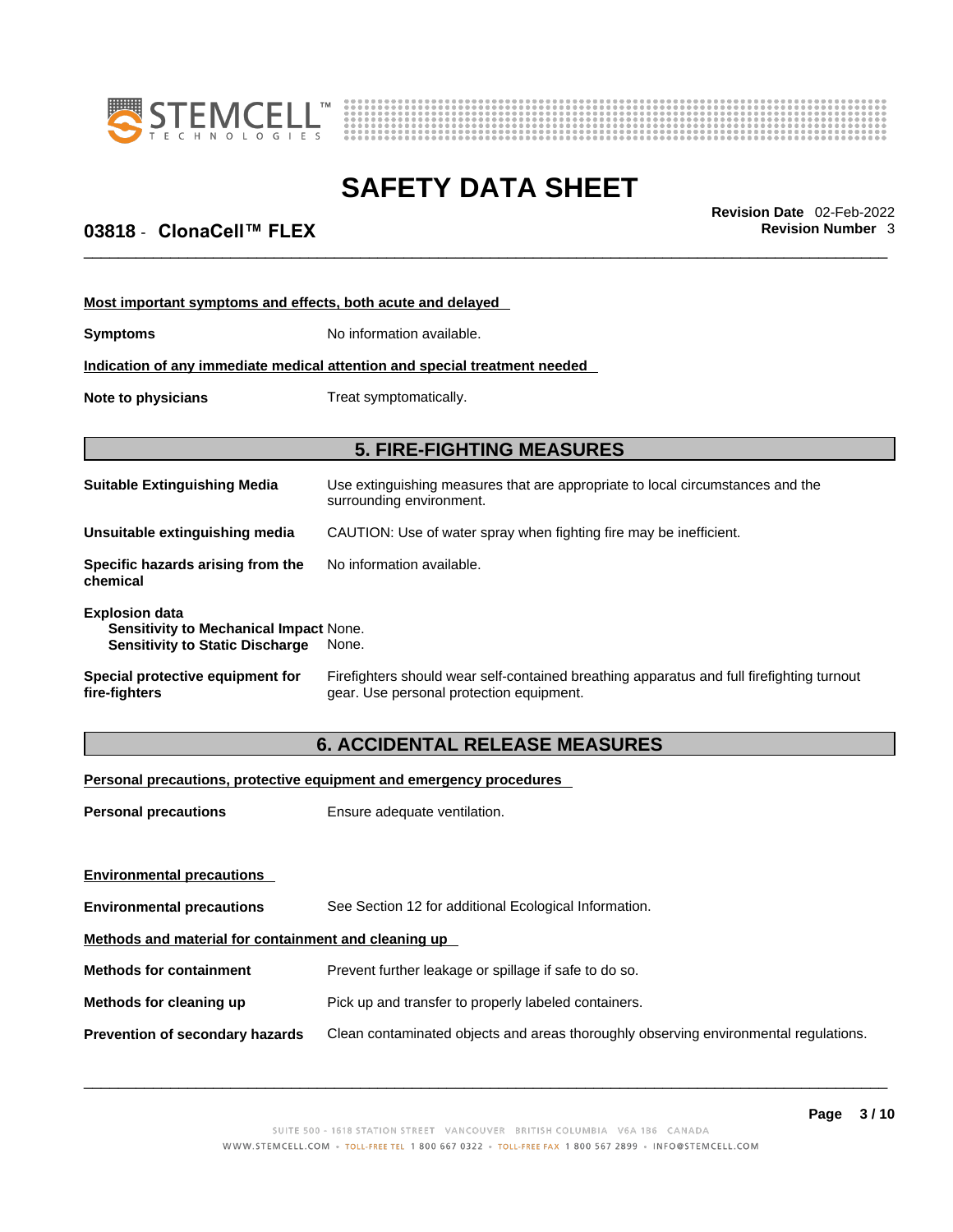**Most important symptoms and effects, both acute and delayed**

| | |
|---|---|
| **Symptoms** | No information available. |

**Indication of any immediate medical attention and special treatment needed**

| | |
|---|---|
| **Note to physicians** | Treat symptomatically. |

## 5. FIRE-FIGHTING MEASURES

| | |
|---|---|
| **Suitable Extinguishing Media** | Use extinguishing measures that are appropriate to local circumstances and the surrounding environment. |
| **Unsuitable extinguishing media** | CAUTION: Use of water spray when fighting fire may be inefficient. |
| **Specific hazards arising from the chemical** | No information available. |

**Explosion data**

| | |
|---|---|
| **Sensitivity to Mechanical Impact** | None. |
| **Sensitivity to Static Discharge** | None. |

| | |
|---|---|
| **Special protective equipment for fire-fighters** | Firefighters should wear self-contained breathing apparatus and full firefighting turnout gear. Use personal protection equipment. |

## 6. ACCIDENTAL RELEASE MEASURES

**Personal precautions, protective equipment and emergency procedures**

| | |
|---|---|
| **Personal precautions** | Ensure adequate ventilation. |

**Environmental precautions**

| | |
|---|---|
| **Environmental precautions** | See Section 12 for additional Ecological Information. |

**Methods and material for containment and cleaning up**

| | |
|---|---|
| **Methods for containment** | Prevent further leakage or spillage if safe to do so. |
| **Methods for cleaning up** | Pick up and transfer to properly labeled containers. |
| **Prevention of secondary hazards** | Clean contaminated objects and areas thoroughly observing environmental regulations. |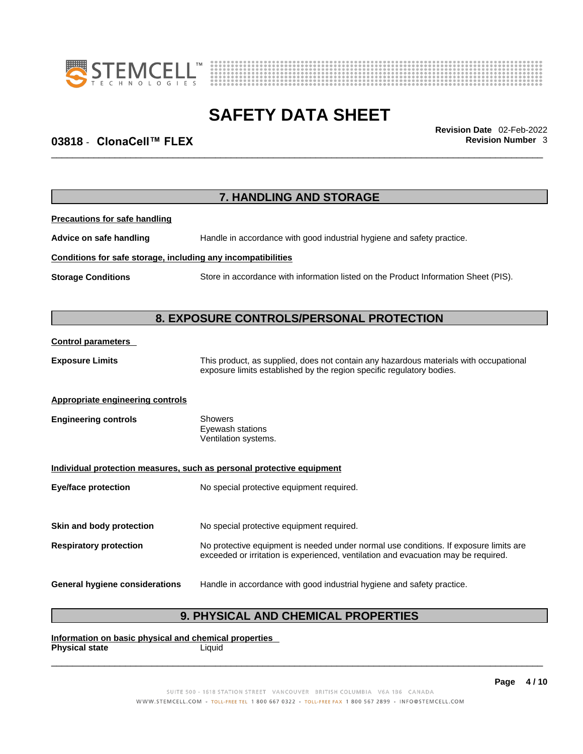## 7. HANDLING AND STORAGE

**Precautions for safe handling**

**Advice on safe handling** Handle in accordance with good industrial hygiene and safety practice.

**Conditions for safe storage, including any incompatibilities**

**Storage Conditions** Store in accordance with information listed on the Product Information Sheet (PIS).

## 8. EXPOSURE CONTROLS/PERSONAL PROTECTION

**Control parameters**

**Exposure Limits** This product, as supplied, does not contain any hazardous materials with occupational exposure limits established by the region specific regulatory bodies.

**Appropriate engineering controls**

**Engineering controls** Showers
Eyewash stations
Ventilation systems.

**Individual protection measures, such as personal protective equipment**

**Eye/face protection** No special protective equipment required.

**Skin and body protection** No special protective equipment required.

**Respiratory protection** No protective equipment is needed under normal use conditions. If exposure limits are exceeded or irritation is experienced, ventilation and evacuation may be required.

**General hygiene considerations** Handle in accordance with good industrial hygiene and safety practice.

## 9. PHYSICAL AND CHEMICAL PROPERTIES

**Information on basic physical and chemical properties**

**Physical state** Liquid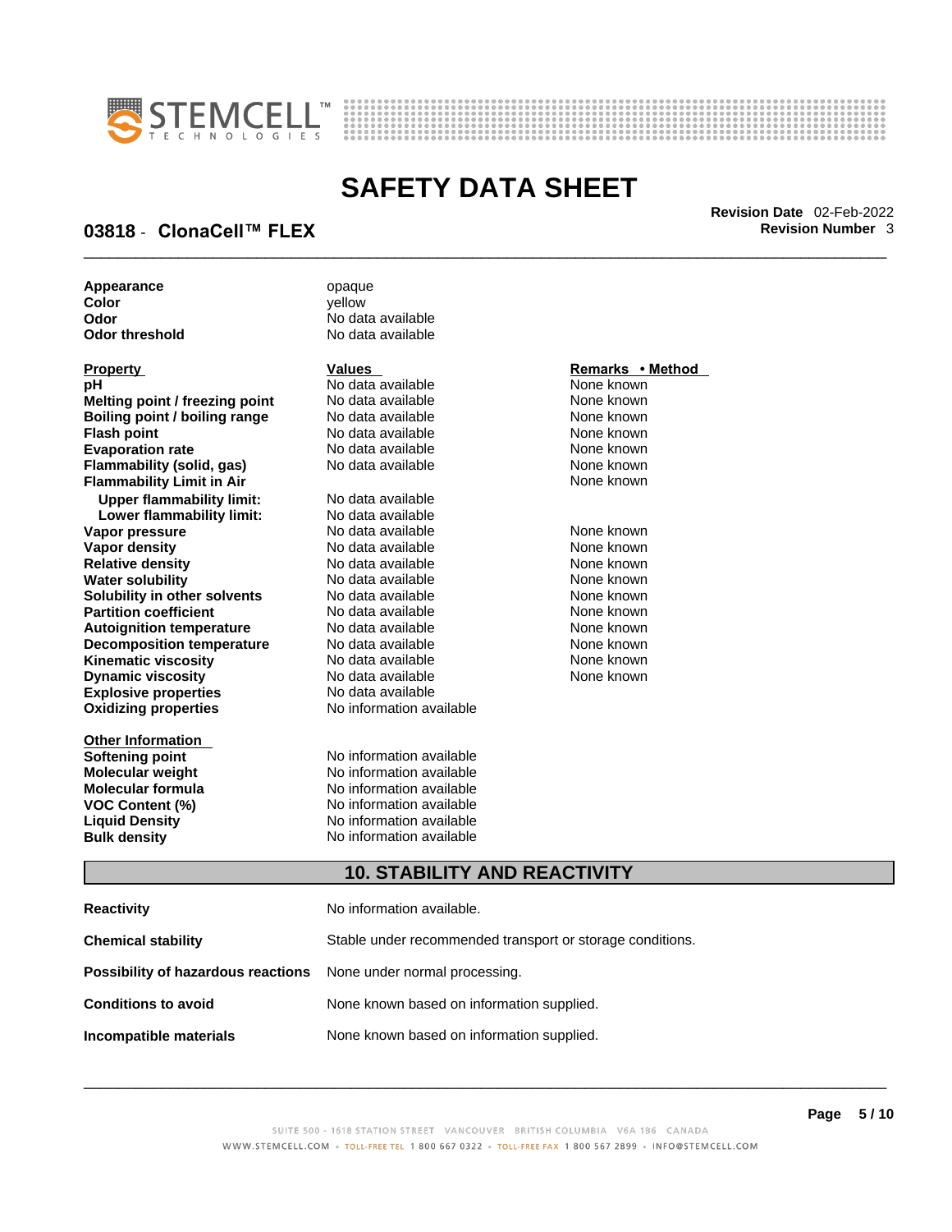| | |
|---|---|
| **Appearance** | opaque |
| **Color** | yellow |
| **Odor** | No data available |
| **Odor threshold** | No data available |

| Property | Values | Remarks • Method |
|---|---|---|
| **pH** | No data available | None known |
| **Melting point / freezing point** | No data available | None known |
| **Boiling point / boiling range** | No data available | None known |
| **Flash point** | No data available | None known |
| **Evaporation rate** | No data available | None known |
| **Flammability (solid, gas)** | No data available | None known |
| **Flammability Limit in Air** | | None known |
| **Upper flammability limit:** | No data available | |
| **Lower flammability limit:** | No data available | |
| **Vapor pressure** | No data available | None known |
| **Vapor density** | No data available | None known |
| **Relative density** | No data available | None known |
| **Water solubility** | No data available | None known |
| **Solubility in other solvents** | No data available | None known |
| **Partition coefficient** | No data available | None known |
| **Autoignition temperature** | No data available | None known |
| **Decomposition temperature** | No data available | None known |
| **Kinematic viscosity** | No data available | None known |
| **Dynamic viscosity** | No data available | None known |
| **Explosive properties** | No data available | |
| **Oxidizing properties** | No information available | |

| Other Information | |
|---|---|
| **Softening point** | No information available |
| **Molecular weight** | No information available |
| **Molecular formula** | No information available |
| **VOC Content (%)** | No information available |
| **Liquid Density** | No information available |
| **Bulk density** | No information available |

## 10. STABILITY AND REACTIVITY

| | |
|---|---|
| **Reactivity** | No information available. |
| **Chemical stability** | Stable under recommended transport or storage conditions. |
| **Possibility of hazardous reactions** | None under normal processing. |
| **Conditions to avoid** | None known based on information supplied. |
| **Incompatible materials** | None known based on information supplied. |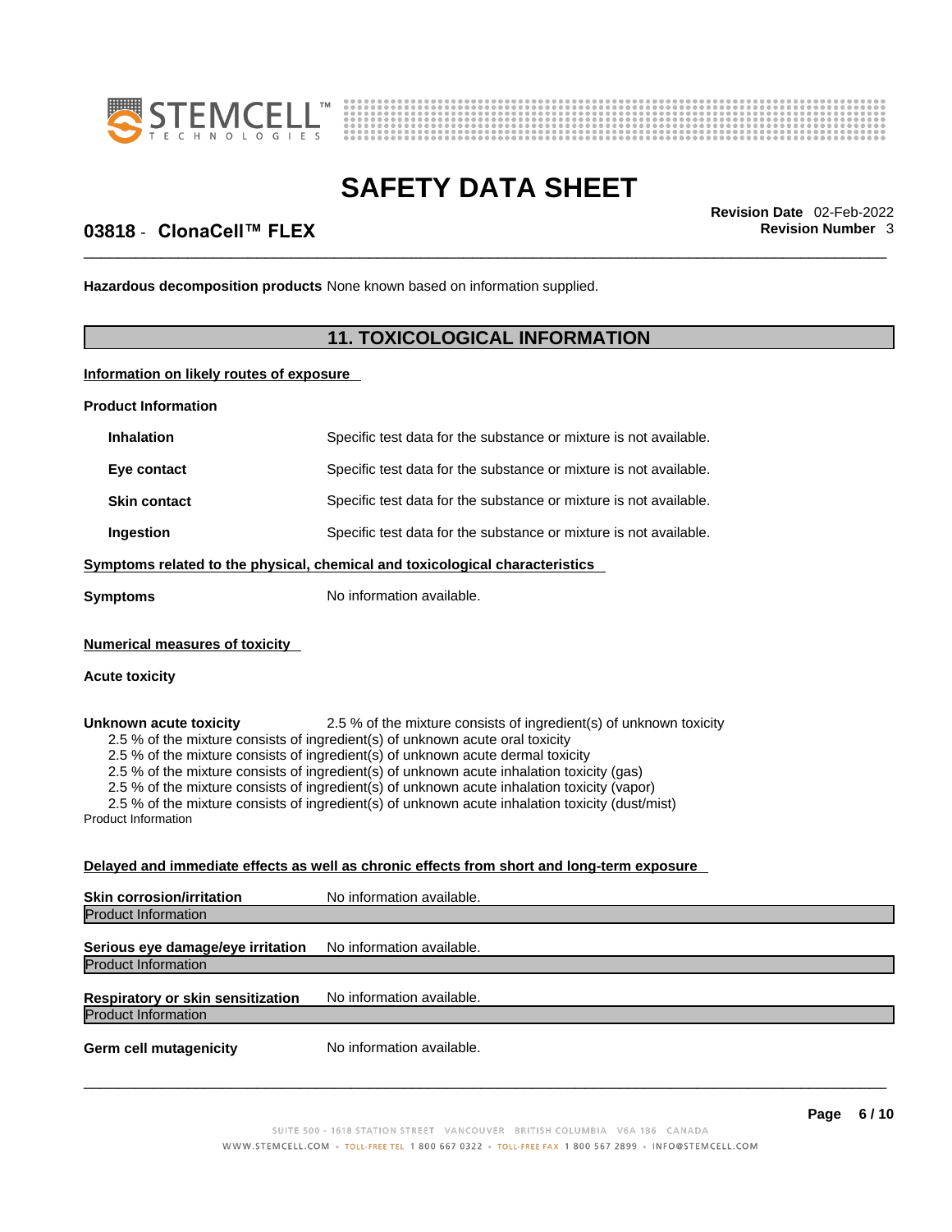**Hazardous decomposition products** None known based on information supplied.

## 11. TOXICOLOGICAL INFORMATION

**Information on likely routes of exposure**

**Product Information**

| | |
|---|---|
| **Inhalation** | Specific test data for the substance or mixture is not available. |
| **Eye contact** | Specific test data for the substance or mixture is not available. |
| **Skin contact** | Specific test data for the substance or mixture is not available. |
| **Ingestion** | Specific test data for the substance or mixture is not available. |

**Symptoms related to the physical, chemical and toxicological characteristics**

**Symptoms** No information available.

**Numerical measures of toxicity**

**Acute toxicity**

**Unknown acute toxicity** 2.5 % of the mixture consists of ingredient(s) of unknown toxicity

2.5 % of the mixture consists of ingredient(s) of unknown acute oral toxicity
2.5 % of the mixture consists of ingredient(s) of unknown acute dermal toxicity
2.5 % of the mixture consists of ingredient(s) of unknown acute inhalation toxicity (gas)
2.5 % of the mixture consists of ingredient(s) of unknown acute inhalation toxicity (vapor)
2.5 % of the mixture consists of ingredient(s) of unknown acute inhalation toxicity (dust/mist)

Product Information

**Delayed and immediate effects as well as chronic effects from short and long-term exposure**

**Skin corrosion/irritation** No information available.

Product Information

**Serious eye damage/eye irritation** No information available.

Product Information

**Respiratory or skin sensitization** No information available.

Product Information

**Germ cell mutagenicity** No information available.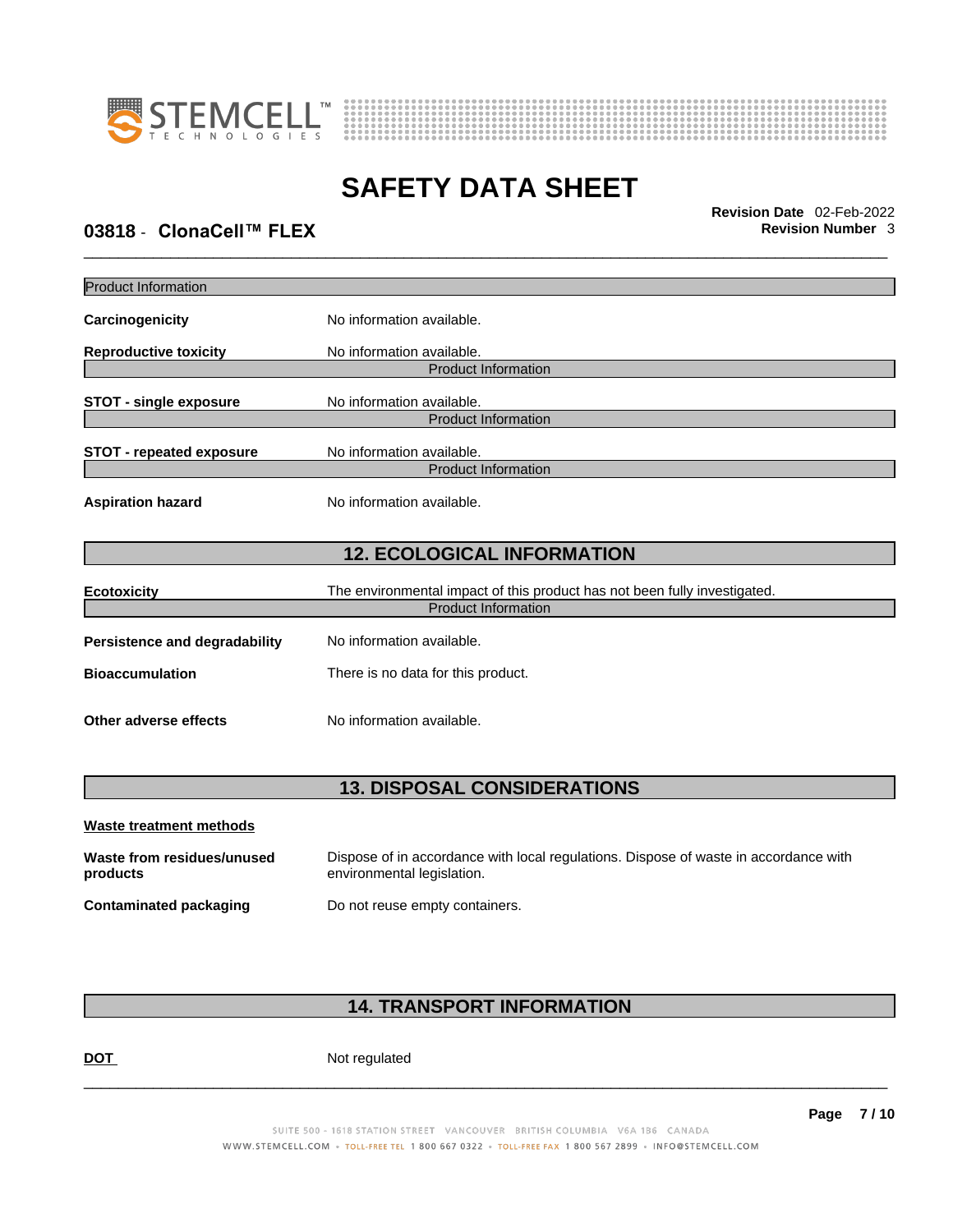Product Information

**Carcinogenicity** No information available.

**Reproductive toxicity** No information available.

Product Information

**STOT - single exposure** No information available.

Product Information

**STOT - repeated exposure** No information available.

Product Information

**Aspiration hazard** No information available.

## 12. ECOLOGICAL INFORMATION

**Ecotoxicity** The environmental impact of this product has not been fully investigated.

Product Information

**Persistence and degradability** No information available.

**Bioaccumulation** There is no data for this product.

**Other adverse effects** No information available.

## 13. DISPOSAL CONSIDERATIONS

**Waste treatment methods**

**Waste from residues/unused products** Dispose of in accordance with local regulations. Dispose of waste in accordance with environmental legislation.

**Contaminated packaging** Do not reuse empty containers.

## 14. TRANSPORT INFORMATION

**DOT** Not regulated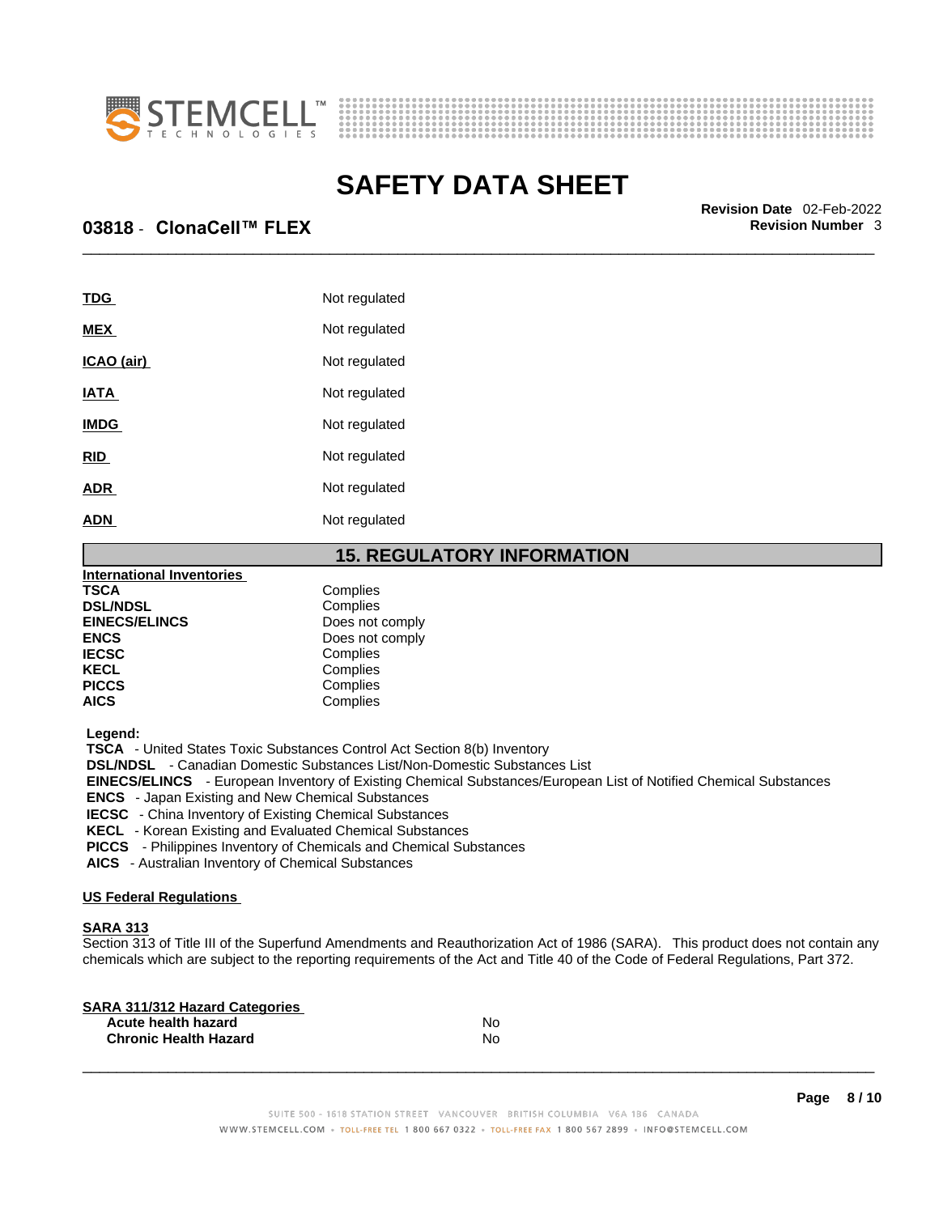| | |
|---|---|
| **TDG** | Not regulated |
| **MEX** | Not regulated |
| **ICAO (air)** | Not regulated |
| **IATA** | Not regulated |
| **IMDG** | Not regulated |
| **RID** | Not regulated |
| **ADR** | Not regulated |
| **ADN** | Not regulated |

## 15. REGULATORY INFORMATION

**International Inventories**

| | |
|---|---|
| **TSCA** | Complies |
| **DSL/NDSL** | Complies |
| **EINECS/ELINCS** | Does not comply |
| **ENCS** | Does not comply |
| **IECSC** | Complies |
| **KECL** | Complies |
| **PICCS** | Complies |
| **AICS** | Complies |

**Legend:**
**TSCA** - United States Toxic Substances Control Act Section 8(b) Inventory
**DSL/NDSL** - Canadian Domestic Substances List/Non-Domestic Substances List
**EINECS/ELINCS** - European Inventory of Existing Chemical Substances/European List of Notified Chemical Substances
**ENCS** - Japan Existing and New Chemical Substances
**IECSC** - China Inventory of Existing Chemical Substances
**KECL** - Korean Existing and Evaluated Chemical Substances
**PICCS** - Philippines Inventory of Chemicals and Chemical Substances
**AICS** - Australian Inventory of Chemical Substances

**US Federal Regulations**

**SARA 313**
Section 313 of Title III of the Superfund Amendments and Reauthorization Act of 1986 (SARA). This product does not contain any chemicals which are subject to the reporting requirements of the Act and Title 40 of the Code of Federal Regulations, Part 372.

**SARA 311/312 Hazard Categories**

| | |
|---|---|
| **Acute health hazard** | No |
| **Chronic Health Hazard** | No |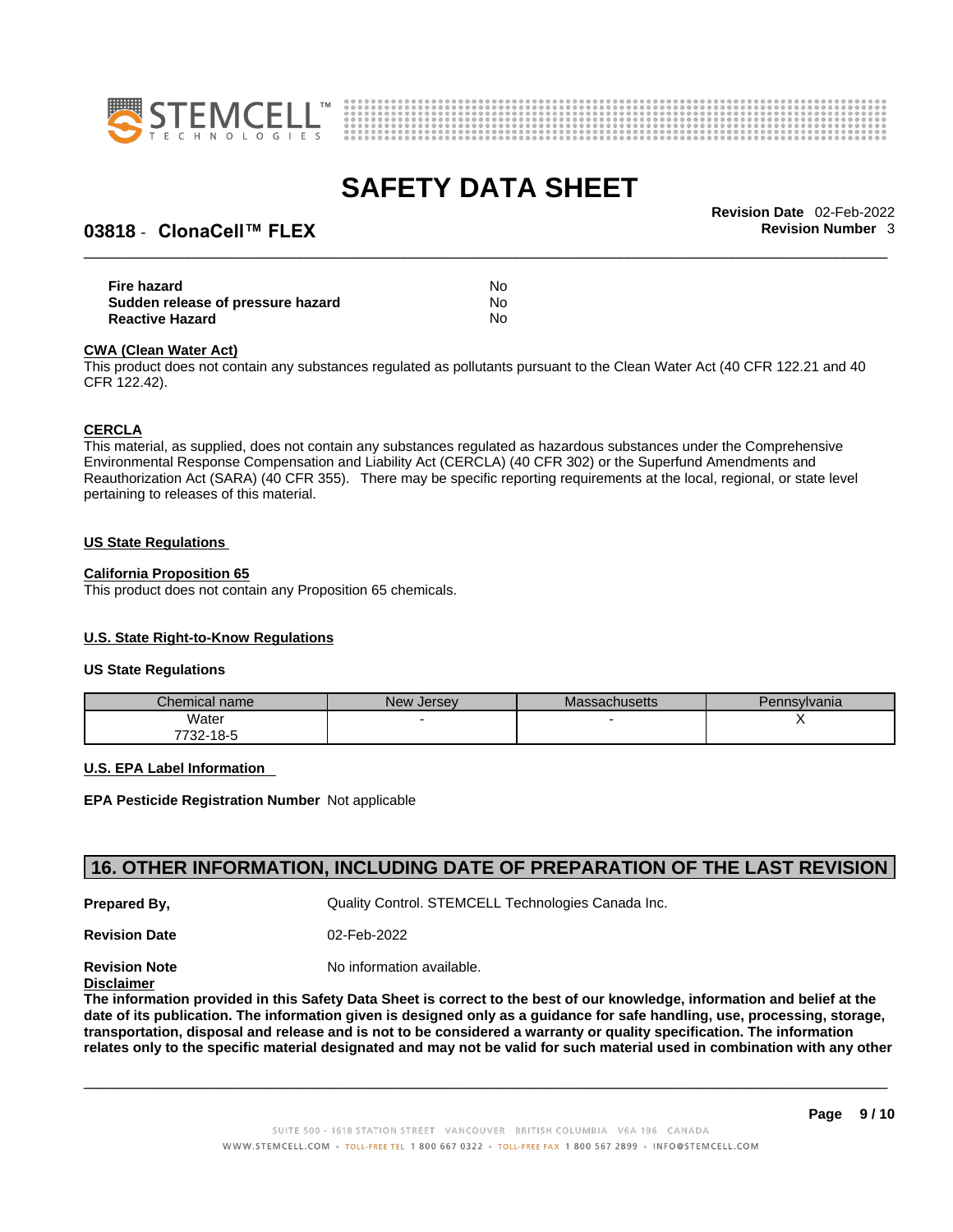| | |
|---|---|
| **Fire hazard** | No |
| **Sudden release of pressure hazard** | No |
| **Reactive Hazard** | No |

**CWA (Clean Water Act)**

This product does not contain any substances regulated as pollutants pursuant to the Clean Water Act (40 CFR 122.21 and 40 CFR 122.42).

**CERCLA**

This material, as supplied, does not contain any substances regulated as hazardous substances under the Comprehensive Environmental Response Compensation and Liability Act (CERCLA) (40 CFR 302) or the Superfund Amendments and Reauthorization Act (SARA) (40 CFR 355). There may be specific reporting requirements at the local, regional, or state level pertaining to releases of this material.

**US State Regulations**

**California Proposition 65**

This product does not contain any Proposition 65 chemicals.

**U.S. State Right-to-Know Regulations**

**US State Regulations**

| Chemical name | New Jersey | Massachusetts | Pennsylvania |
|---|---|---|---|
| Water 7732-18-5 | - | - | X |

**U.S. EPA Label Information**

**EPA Pesticide Registration Number** Not applicable

## 16. OTHER INFORMATION, INCLUDING DATE OF PREPARATION OF THE LAST REVISION

**Prepared By,** Quality Control. STEMCELL Technologies Canada Inc.

**Revision Date** 02-Feb-2022

**Revision Note** No information available.

**Disclaimer**

**The information provided in this Safety Data Sheet is correct to the best of our knowledge, information and belief at the date of its publication. The information given is designed only as a guidance for safe handling, use, processing, storage, transportation, disposal and release and is not to be considered a warranty or quality specification. The information relates only to the specific material designated and may not be valid for such material used in combination with any other**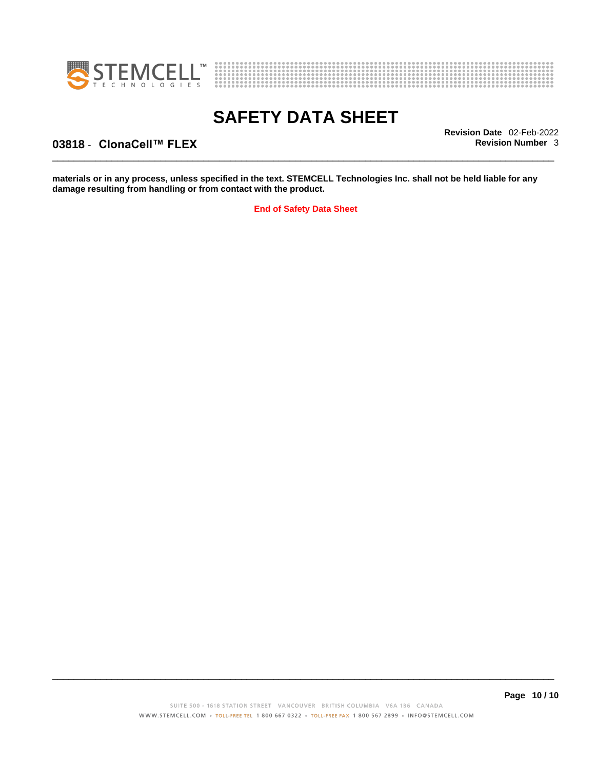**materials or in any process, unless specified in the text. STEMCELL Technologies Inc. shall not be held liable for any damage resulting from handling or from contact with the product.**

**End of Safety Data Sheet**